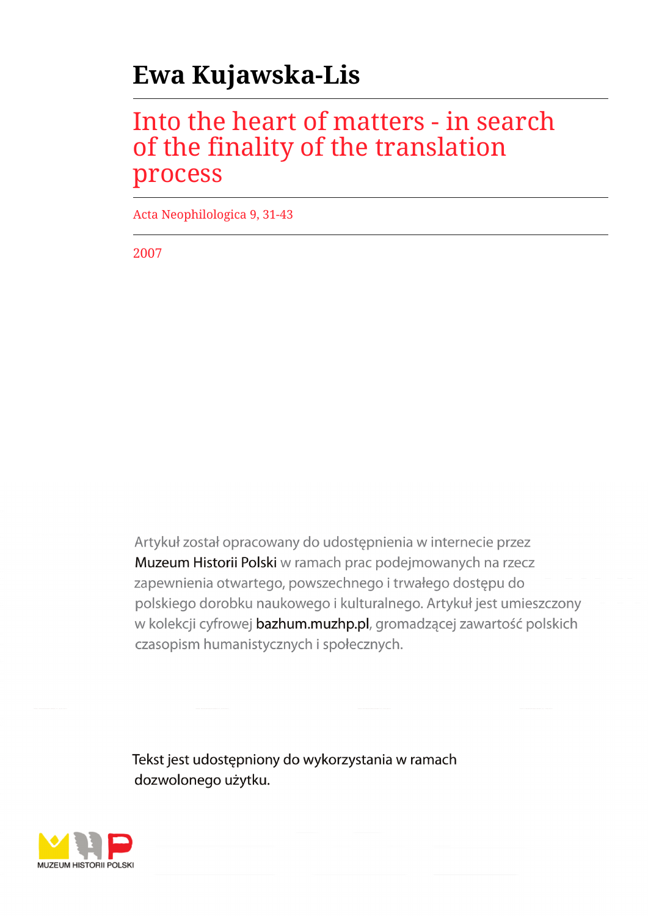# Ewa Kujawska-Lis

## Into the heart of matters - in search of the finality of the translation process

Acta Neophilologica 9, 31-43

2007

Artykuł został opracowany do udostępnienia w internecie przez Muzeum Historii Polski w ramach prac podejmowanych na rzecz zapewnienia otwartego, powszechnego i trwałego dostępu do polskiego dorobku naukowego i kulturalnego. Artykuł jest umieszczony w kolekcji cyfrowej bazhum.muzhp.pl, gromadzącej zawartość polskich czasopism humanistycznych i społecznych.

Tekst jest udostępniony do wykorzystania w ramach dozwolonego użytku.

MUZEUM HISTORII POLSKI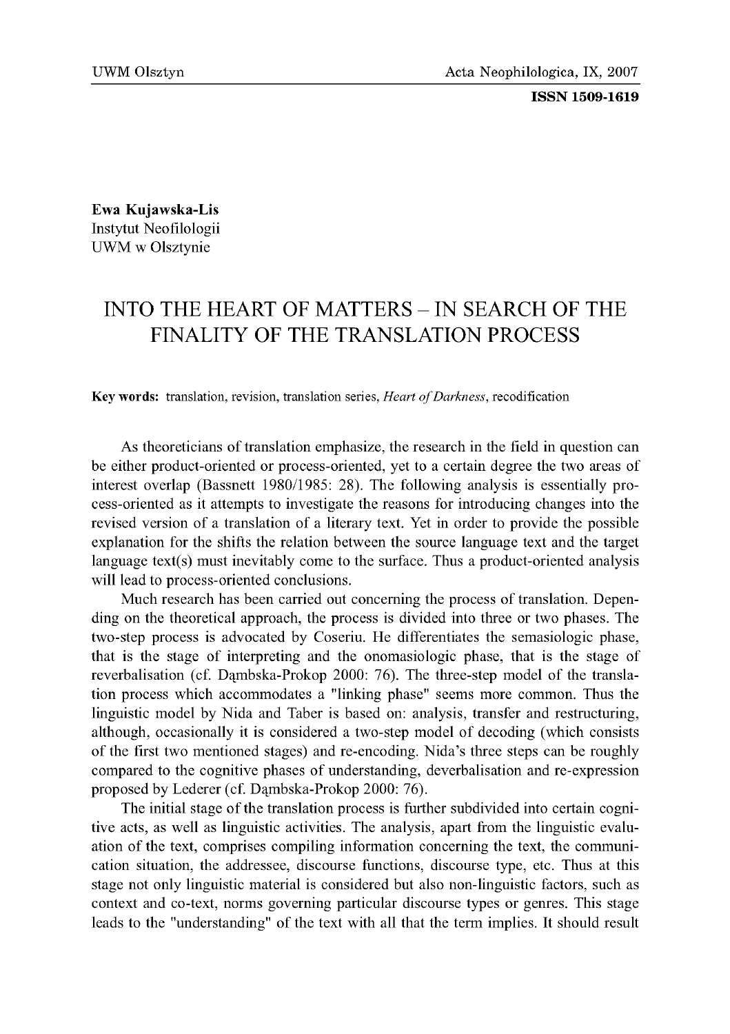**Ewa Kujawska-Lis**
Instytut Neofilologii
UWM w Olsztynie

# INTO THE HEART OF MATTERS – IN SEARCH OF THE FINALITY OF THE TRANSLATION PROCESS

**Key words:** translation, revision, translation series, *Heart of Darkness*, recodification

As theoreticians of translation emphasize, the research in the field in question can be either product-oriented or process-oriented, yet to a certain degree the two areas of interest overlap (Bassnett 1980/1985: 28). The following analysis is essentially process-oriented as it attempts to investigate the reasons for introducing changes into the revised version of a translation of a literary text. Yet in order to provide the possible explanation for the shifts the relation between the source language text and the target language text(s) must inevitably come to the surface. Thus a product-oriented analysis will lead to process-oriented conclusions.

Much research has been carried out concerning the process of translation. Depending on the theoretical approach, the process is divided into three or two phases. The two-step process is advocated by Coseriu. He differentiates the semasiologic phase, that is the stage of interpreting and the onomasiologic phase, that is the stage of reverbalisation (cf. Dąmbska-Prokop 2000: 76). The three-step model of the translation process which accommodates a "linking phase" seems more common. Thus the linguistic model by Nida and Taber is based on: analysis, transfer and restructuring, although, occasionally it is considered a two-step model of decoding (which consists of the first two mentioned stages) and re-encoding. Nida's three steps can be roughly compared to the cognitive phases of understanding, deverbalisation and re-expression proposed by Lederer (cf. Dąmbska-Prokop 2000: 76).

The initial stage of the translation process is further subdivided into certain cognitive acts, as well as linguistic activities. The analysis, apart from the linguistic evaluation of the text, comprises compiling information concerning the text, the communication situation, the addressee, discourse functions, discourse type, etc. Thus at this stage not only linguistic material is considered but also non-linguistic factors, such as context and co-text, norms governing particular discourse types or genres. This stage leads to the "understanding" of the text with all that the term implies. It should result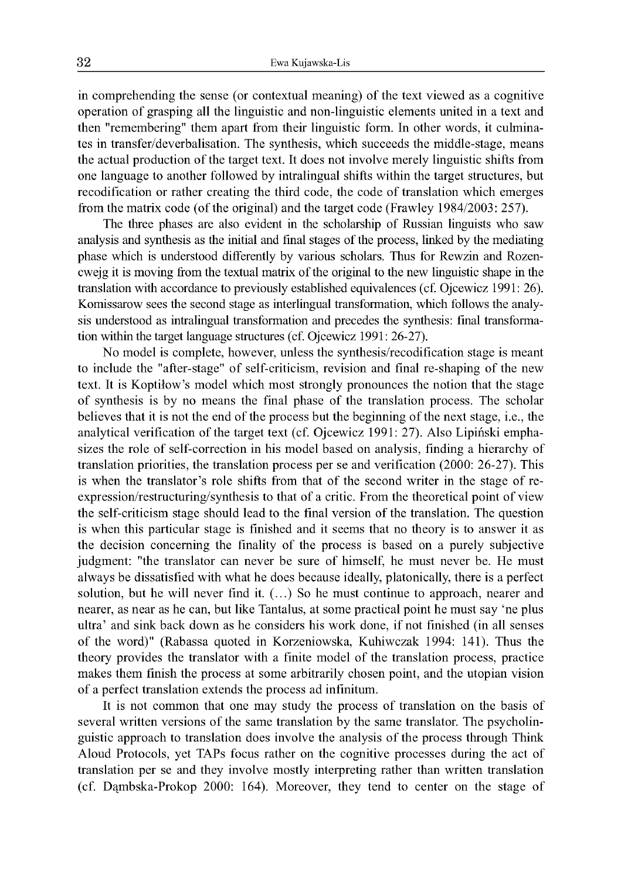in comprehending the sense (or contextual meaning) of the text viewed as a cognitive operation of grasping all the linguistic and non-linguistic elements united in a text and then "remembering" them apart from their linguistic form. In other words, it culminates in transfer/deverbalisation. The synthesis, which succeeds the middle-stage, means the actual production of the target text. It does not involve merely linguistic shifts from one language to another followed by intralingual shifts within the target structures, but recodification or rather creating the third code, the code of translation which emerges from the matrix code (of the original) and the target code (Frawley 1984/2003: 257).

The three phases are also evident in the scholarship of Russian linguists who saw analysis and synthesis as the initial and final stages of the process, linked by the mediating phase which is understood differently by various scholars. Thus for Rewzin and Rozencwejg it is moving from the textual matrix of the original to the new linguistic shape in the translation with accordance to previously established equivalences (cf. Ojcewicz 1991: 26). Komissarow sees the second stage as interlingual transformation, which follows the analysis understood as intralingual transformation and precedes the synthesis: final transformation within the target language structures (cf. Ojcewicz 1991: 26-27).

No model is complete, however, unless the synthesis/recodification stage is meant to include the "after-stage" of self-criticism, revision and final re-shaping of the new text. It is Koptiłow's model which most strongly pronounces the notion that the stage of synthesis is by no means the final phase of the translation process. The scholar believes that it is not the end of the process but the beginning of the next stage, i.e., the analytical verification of the target text (cf. Ojcewicz 1991: 27). Also Lipiński emphasizes the role of self-correction in his model based on analysis, finding a hierarchy of translation priorities, the translation process per se and verification (2000: 26-27). This is when the translator's role shifts from that of the second writer in the stage of re-expression/restructuring/synthesis to that of a critic. From the theoretical point of view the self-criticism stage should lead to the final version of the translation. The question is when this particular stage is finished and it seems that no theory is to answer it as the decision concerning the finality of the process is based on a purely subjective judgment: "the translator can never be sure of himself, he must never be. He must always be dissatisfied with what he does because ideally, platonically, there is a perfect solution, but he will never find it. (…) So he must continue to approach, nearer and nearer, as near as he can, but like Tantalus, at some practical point he must say 'ne plus ultra' and sink back down as he considers his work done, if not finished (in all senses of the word)" (Rabassa quoted in Korzeniowska, Kuhiwczak 1994: 141). Thus the theory provides the translator with a finite model of the translation process, practice makes them finish the process at some arbitrarily chosen point, and the utopian vision of a perfect translation extends the process ad infinitum.

It is not common that one may study the process of translation on the basis of several written versions of the same translation by the same translator. The psycholinguistic approach to translation does involve the analysis of the process through Think Aloud Protocols, yet TAPs focus rather on the cognitive processes during the act of translation per se and they involve mostly interpreting rather than written translation (cf. Dąmbska-Prokop 2000: 164). Moreover, they tend to center on the stage of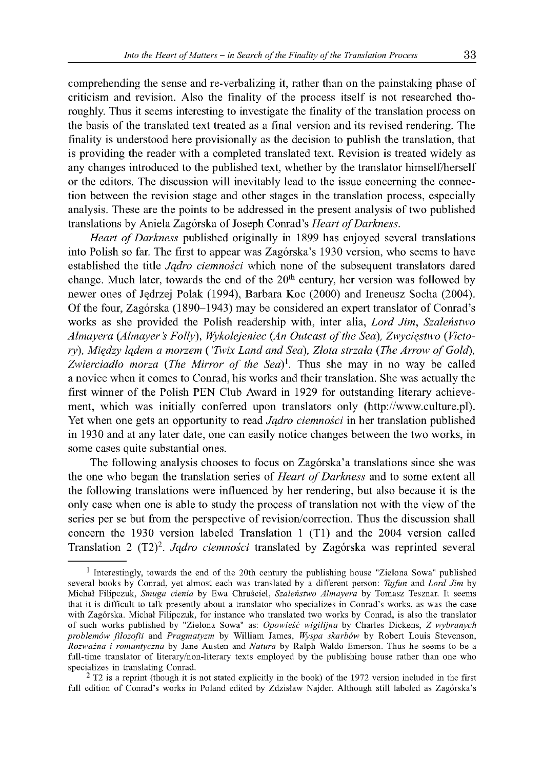comprehending the sense and re-verbalizing it, rather than on the painstaking phase of criticism and revision. Also the finality of the process itself is not researched thoroughly. Thus it seems interesting to investigate the finality of the translation process on the basis of the translated text treated as a final version and its revised rendering. The finality is understood here provisionally as the decision to publish the translation, that is providing the reader with a completed translated text. Revision is treated widely as any changes introduced to the published text, whether by the translator himself/herself or the editors. The discussion will inevitably lead to the issue concerning the connection between the revision stage and other stages in the translation process, especially analysis. These are the points to be addressed in the present analysis of two published translations by Aniela Zagórska of Joseph Conrad's *Heart of Darkness*.

*Heart of Darkness* published originally in 1899 has enjoyed several translations into Polish so far. The first to appear was Zagórska's 1930 version, who seems to have established the title *Jądro ciemności* which none of the subsequent translators dared change. Much later, towards the end of the 20th century, her version was followed by newer ones of Jędrzej Polak (1994), Barbara Koc (2000) and Ireneusz Socha (2004). Of the four, Zagórska (1890–1943) may be considered an expert translator of Conrad's works as she provided the Polish readership with, inter alia, *Lord Jim*, *Szaleństwo Almayera* (*Almayer's Folly*), *Wykolejeniec* (*An Outcast of the Sea*), *Zwycięstwo* (*Victory*), *Między lądem a morzem* (*'Twix Land and Sea*), *Złota strzała* (*The Arrow of Gold*), *Zwierciadło morza* (*The Mirror of the Sea*)[1]. Thus she may in no way be called a novice when it comes to Conrad, his works and their translation. She was actually the first winner of the Polish PEN Club Award in 1929 for outstanding literary achievement, which was initially conferred upon translators only (http://www.culture.pl). Yet when one gets an opportunity to read *Jądro ciemności* in her translation published in 1930 and at any later date, one can easily notice changes between the two works, in some cases quite substantial ones.

The following analysis chooses to focus on Zagórska'a translations since she was the one who began the translation series of *Heart of Darkness* and to some extent all the following translations were influenced by her rendering, but also because it is the only case when one is able to study the process of translation not with the view of the series per se but from the perspective of revision/correction. Thus the discussion shall concern the 1930 version labeled Translation 1 (T1) and the 2004 version called Translation 2 (T2)[2]. *Jądro ciemności* translated by Zagórska was reprinted several

---

[1] Interestingly, towards the end of the 20th century the publishing house "Zielona Sowa" published several books by Conrad, yet almost each was translated by a different person: *Tajfun* and *Lord Jim* by Michał Filipczuk, *Smuga cienia* by Ewa Chruściel, *Szaleństwo Almayera* by Tomasz Tesznar. It seems that it is difficult to talk presently about a translator who specializes in Conrad's works, as was the case with Zagórska. Michał Filipczuk, for instance who translated two works by Conrad, is also the translator of such works published by "Zielona Sowa" as: *Opowieść wigilijna* by Charles Dickens, *Z wybranych problemów filozofii* and *Pragmatyzm* by William James, *Wyspa skarbów* by Robert Louis Stevenson, *Rozważna i romantyczna* by Jane Austen and *Natura* by Ralph Waldo Emerson. Thus he seems to be a full-time translator of literary/non-literary texts employed by the publishing house rather than one who specializes in translating Conrad.

[2] T2 is a reprint (though it is not stated explicitly in the book) of the 1972 version included in the first full edition of Conrad's works in Poland edited by Zdzisław Najder. Although still labeled as Zagórska's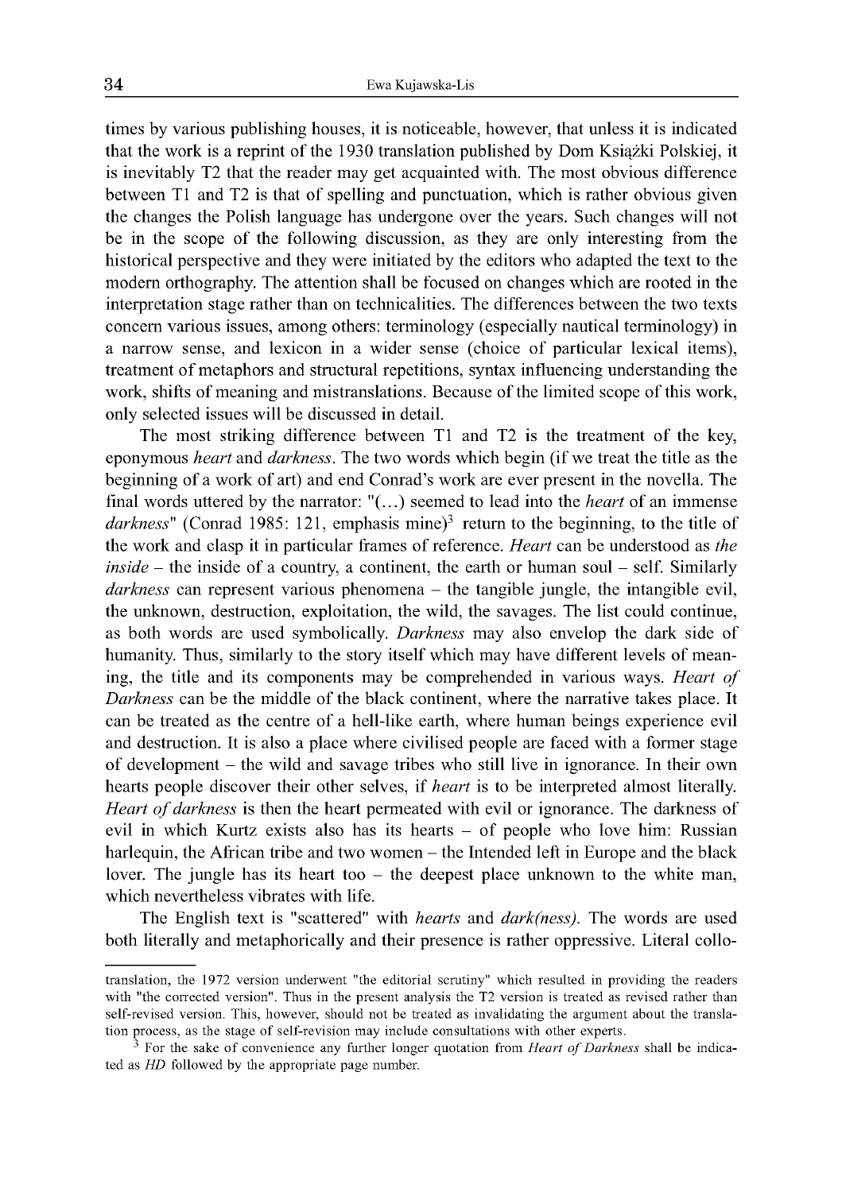times by various publishing houses, it is noticeable, however, that unless it is indicated that the work is a reprint of the 1930 translation published by Dom Książki Polskiej, it is inevitably T2 that the reader may get acquainted with. The most obvious difference between T1 and T2 is that of spelling and punctuation, which is rather obvious given the changes the Polish language has undergone over the years. Such changes will not be in the scope of the following discussion, as they are only interesting from the historical perspective and they were initiated by the editors who adapted the text to the modern orthography. The attention shall be focused on changes which are rooted in the interpretation stage rather than on technicalities. The differences between the two texts concern various issues, among others: terminology (especially nautical terminology) in a narrow sense, and lexicon in a wider sense (choice of particular lexical items), treatment of metaphors and structural repetitions, syntax influencing understanding the work, shifts of meaning and mistranslations. Because of the limited scope of this work, only selected issues will be discussed in detail.

The most striking difference between T1 and T2 is the treatment of the key, eponymous *heart* and *darkness*. The two words which begin (if we treat the title as the beginning of a work of art) and end Conrad's work are ever present in the novella. The final words uttered by the narrator: "(…) seemed to lead into the *heart* of an immense *darkness*" (Conrad 1985: 121, emphasis mine)[3] return to the beginning, to the title of the work and clasp it in particular frames of reference. *Heart* can be understood as *the inside* – the inside of a country, a continent, the earth or human soul – self. Similarly *darkness* can represent various phenomena – the tangible jungle, the intangible evil, the unknown, destruction, exploitation, the wild, the savages. The list could continue, as both words are used symbolically. *Darkness* may also envelop the dark side of humanity. Thus, similarly to the story itself which may have different levels of meaning, the title and its components may be comprehended in various ways. *Heart of Darkness* can be the middle of the black continent, where the narrative takes place. It can be treated as the centre of a hell-like earth, where human beings experience evil and destruction. It is also a place where civilised people are faced with a former stage of development – the wild and savage tribes who still live in ignorance. In their own hearts people discover their other selves, if *heart* is to be interpreted almost literally. *Heart of darkness* is then the heart permeated with evil or ignorance. The darkness of evil in which Kurtz exists also has its hearts – of people who love him: Russian harlequin, the African tribe and two women – the Intended left in Europe and the black lover. The jungle has its heart too – the deepest place unknown to the white man, which nevertheless vibrates with life.

The English text is "scattered" with *hearts* and *dark(ness)*. The words are used both literally and metaphorically and their presence is rather oppressive. Literal collo-

---

translation, the 1972 version underwent "the editorial scrutiny" which resulted in providing the readers with "the corrected version". Thus in the present analysis the T2 version is treated as revised rather than self-revised version. This, however, should not be treated as invalidating the argument about the translation process, as the stage of self-revision may include consultations with other experts.

[3] For the sake of convenience any further longer quotation from *Heart of Darkness* shall be indicated as *HD* followed by the appropriate page number.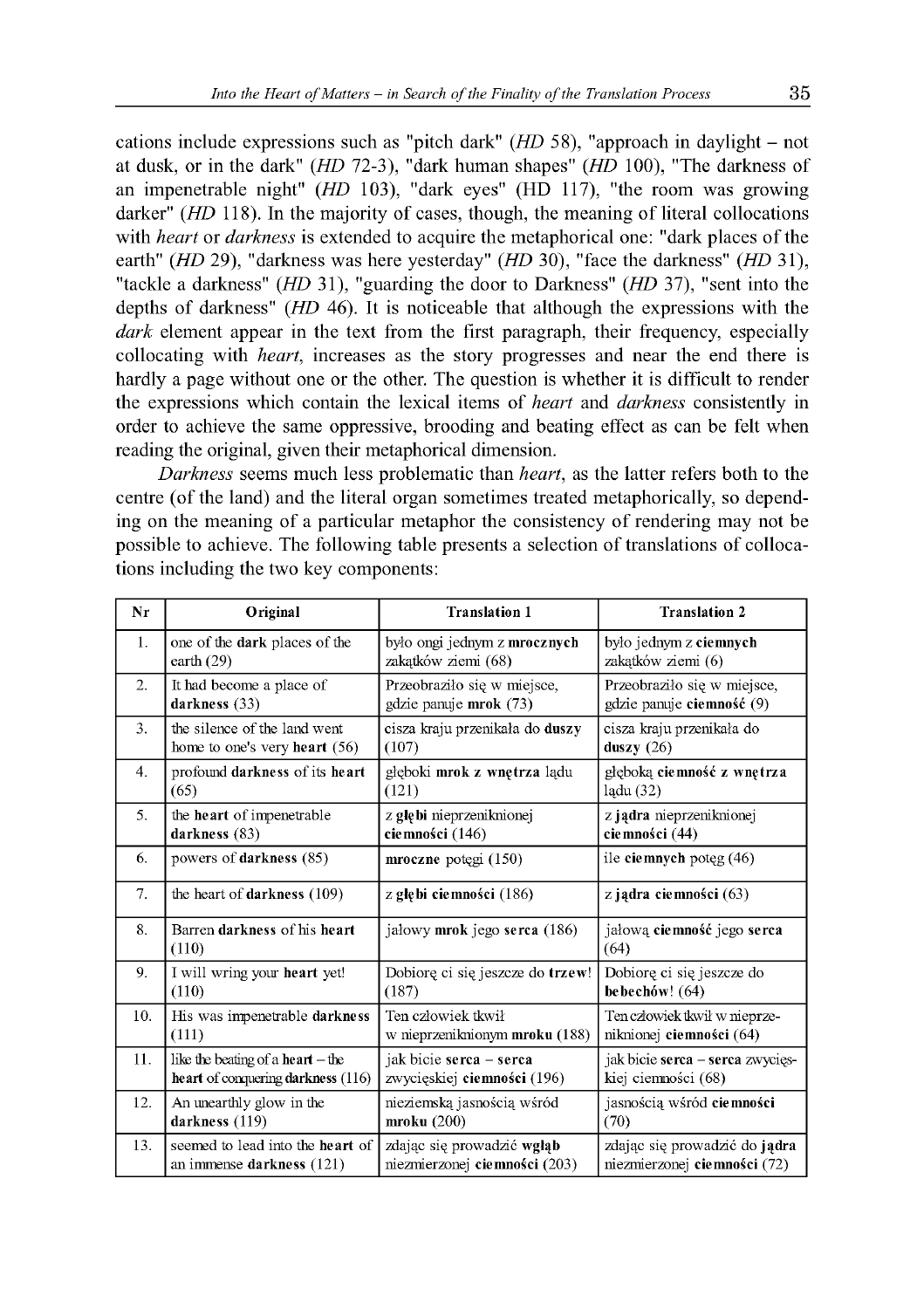cations include expressions such as "pitch dark" (*HD* 58), "approach in daylight – not at dusk, or in the dark" (*HD* 72-3), "dark human shapes" (*HD* 100), "The darkness of an impenetrable night" (*HD* 103), "dark eyes" (HD 117), "the room was growing darker" (*HD* 118). In the majority of cases, though, the meaning of literal collocations with *heart* or *darkness* is extended to acquire the metaphorical one: "dark places of the earth" (*HD* 29), "darkness was here yesterday" (*HD* 30), "face the darkness" (*HD* 31), "tackle a darkness" (*HD* 31), "guarding the door to Darkness" (*HD* 37), "sent into the depths of darkness" (*HD* 46). It is noticeable that although the expressions with the *dark* element appear in the text from the first paragraph, their frequency, especially collocating with *heart*, increases as the story progresses and near the end there is hardly a page without one or the other. The question is whether it is difficult to render the expressions which contain the lexical items of *heart* and *darkness* consistently in order to achieve the same oppressive, brooding and beating effect as can be felt when reading the original, given their metaphorical dimension.

*Darkness* seems much less problematic than *heart*, as the latter refers both to the centre (of the land) and the literal organ sometimes treated metaphorically, so depending on the meaning of a particular metaphor the consistency of rendering may not be possible to achieve. The following table presents a selection of translations of collocations including the two key components:

| Nr | Original | Translation 1 | Translation 2 |
|---|---|---|---|
| 1. | one of the **dark** places of the earth (29) | było ongi jednym z **mrocznych** zakątków ziemi (68) | było jednym z **ciemnych** zakątków ziemi (6) |
| 2. | It had become a place of **darkness** (33) | Przeobraziło się w miejsce, gdzie panuje **mrok** (73) | Przeobraziło się w miejsce, gdzie panuje **ciemność** (9) |
| 3. | the silence of the land went home to one's very **heart** (56) | cisza kraju przenikała do **duszy** (107) | cisza kraju przenikała do **duszy** (26) |
| 4. | profound **darkness** of its **heart** (65) | głęboki **mrok z wnętrza** lądu (121) | głęboką **ciemność z wnętrza** lądu (32) |
| 5. | the **heart** of impenetrable **darkness** (83) | z **głębi** nieprzeniknionej **ciemności** (146) | z **jądra** nieprzeniknionej **ciemności** (44) |
| 6. | powers of **darkness** (85) | **mroczne** potęgi (150) | ile **ciemnych** potęg (46) |
| 7. | the heart of **darkness** (109) | z **głębi ciemności** (186) | z **jądra ciemności** (63) |
| 8. | Barren **darkness** of his **heart** (110) | jałowy **mrok** jego **serca** (186) | jałową **ciemność** jego **serca** (64) |
| 9. | I will wring your **heart** yet! (110) | Dobiorę ci się jeszcze do **trzew**! (187) | Dobiorę ci się jeszcze do **bebechów**! (64) |
| 10. | His was impenetrable **darkness** (111) | Ten człowiek tkwił w nieprzeniknionym **mroku** (188) | Ten człowiek tkwił w nieprzeniknionej **ciemności** (64) |
| 11. | like the beating of a **heart** – the **heart** of conquering **darkness** (116) | jak bicie **serca** – **serca** zwycięskiej **ciemności** (196) | jak bicie **serca** – **serca** zwycięskiej ciemności (68) |
| 12. | An unearthly glow in the **darkness** (119) | nieziemską jasnością wśród **mroku** (200) | jasnością wśród **ciemności** (70) |
| 13. | seemed to lead into the **heart** of an immense **darkness** (121) | zdając się prowadzić **wgłąb** niezmierzonej **ciemności** (203) | zdając się prowadzić do **jądra** niezmierzonej **ciemności** (72) |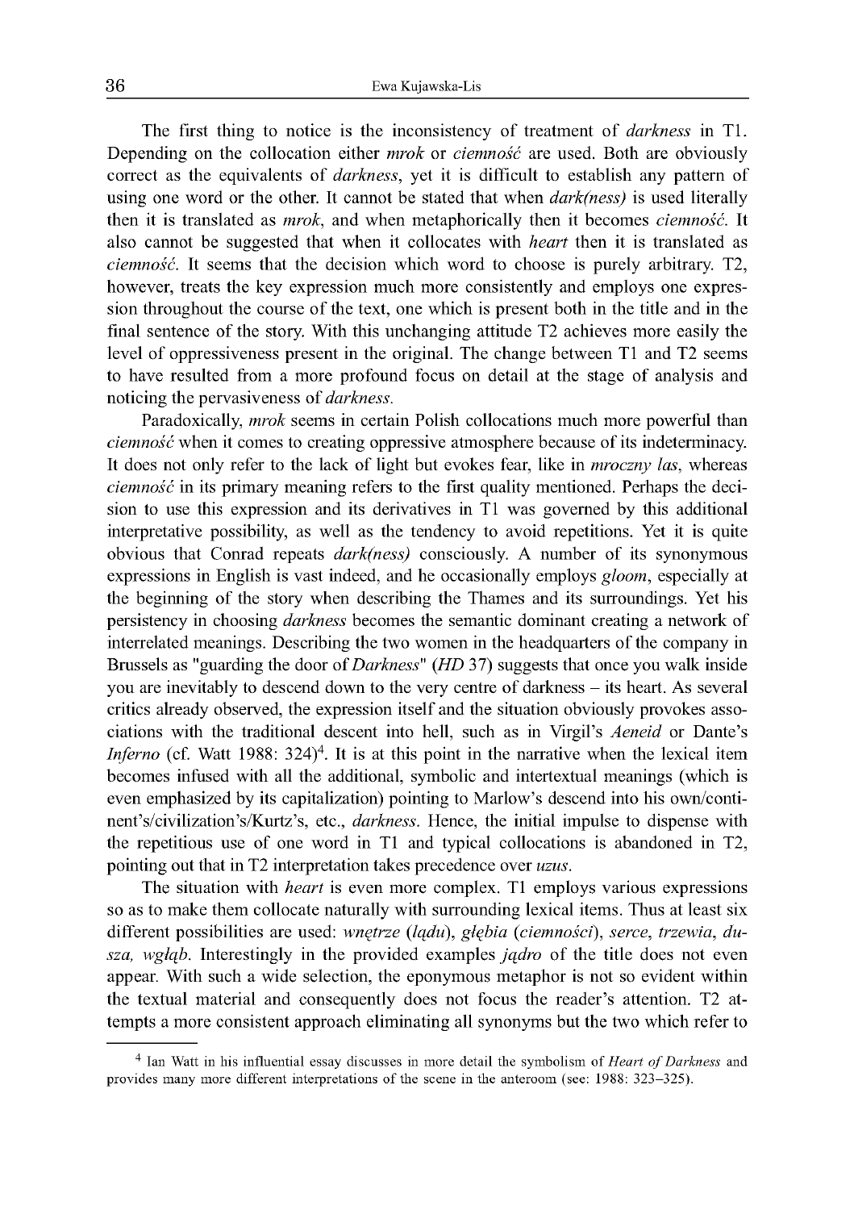The first thing to notice is the inconsistency of treatment of *darkness* in T1. Depending on the collocation either *mrok* or *ciemność* are used. Both are obviously correct as the equivalents of *darkness*, yet it is difficult to establish any pattern of using one word or the other. It cannot be stated that when *dark(ness)* is used literally then it is translated as *mrok*, and when metaphorically then it becomes *ciemność*. It also cannot be suggested that when it collocates with *heart* then it is translated as *ciemność*. It seems that the decision which word to choose is purely arbitrary. T2, however, treats the key expression much more consistently and employs one expression throughout the course of the text, one which is present both in the title and in the final sentence of the story. With this unchanging attitude T2 achieves more easily the level of oppressiveness present in the original. The change between T1 and T2 seems to have resulted from a more profound focus on detail at the stage of analysis and noticing the pervasiveness of *darkness*.

Paradoxically, *mrok* seems in certain Polish collocations much more powerful than *ciemność* when it comes to creating oppressive atmosphere because of its indeterminacy. It does not only refer to the lack of light but evokes fear, like in *mroczny las*, whereas *ciemność* in its primary meaning refers to the first quality mentioned. Perhaps the decision to use this expression and its derivatives in T1 was governed by this additional interpretative possibility, as well as the tendency to avoid repetitions. Yet it is quite obvious that Conrad repeats *dark(ness)* consciously. A number of its synonymous expressions in English is vast indeed, and he occasionally employs *gloom*, especially at the beginning of the story when describing the Thames and its surroundings. Yet his persistency in choosing *darkness* becomes the semantic dominant creating a network of interrelated meanings. Describing the two women in the headquarters of the company in Brussels as "guarding the door of *Darkness*" (*HD* 37) suggests that once you walk inside you are inevitably to descend down to the very centre of darkness – its heart. As several critics already observed, the expression itself and the situation obviously provokes associations with the traditional descent into hell, such as in Virgil's *Aeneid* or Dante's *Inferno* (cf. Watt 1988: 324)[4]. It is at this point in the narrative when the lexical item becomes infused with all the additional, symbolic and intertextual meanings (which is even emphasized by its capitalization) pointing to Marlow's descend into his own/continent's/civilization's/Kurtz's, etc., *darkness*. Hence, the initial impulse to dispense with the repetitious use of one word in T1 and typical collocations is abandoned in T2, pointing out that in T2 interpretation takes precedence over *uzus*.

The situation with *heart* is even more complex. T1 employs various expressions so as to make them collocate naturally with surrounding lexical items. Thus at least six different possibilities are used: *wnętrze* (*lądu*), *głębia* (*ciemności*), *serce*, *trzewia*, *dusza*, *wgłąb*. Interestingly in the provided examples *jądro* of the title does not even appear. With such a wide selection, the eponymous metaphor is not so evident within the textual material and consequently does not focus the reader's attention. T2 attempts a more consistent approach eliminating all synonyms but the two which refer to

[4] Ian Watt in his influential essay discusses in more detail the symbolism of *Heart of Darkness* and provides many more different interpretations of the scene in the anteroom (see: 1988: 323–325).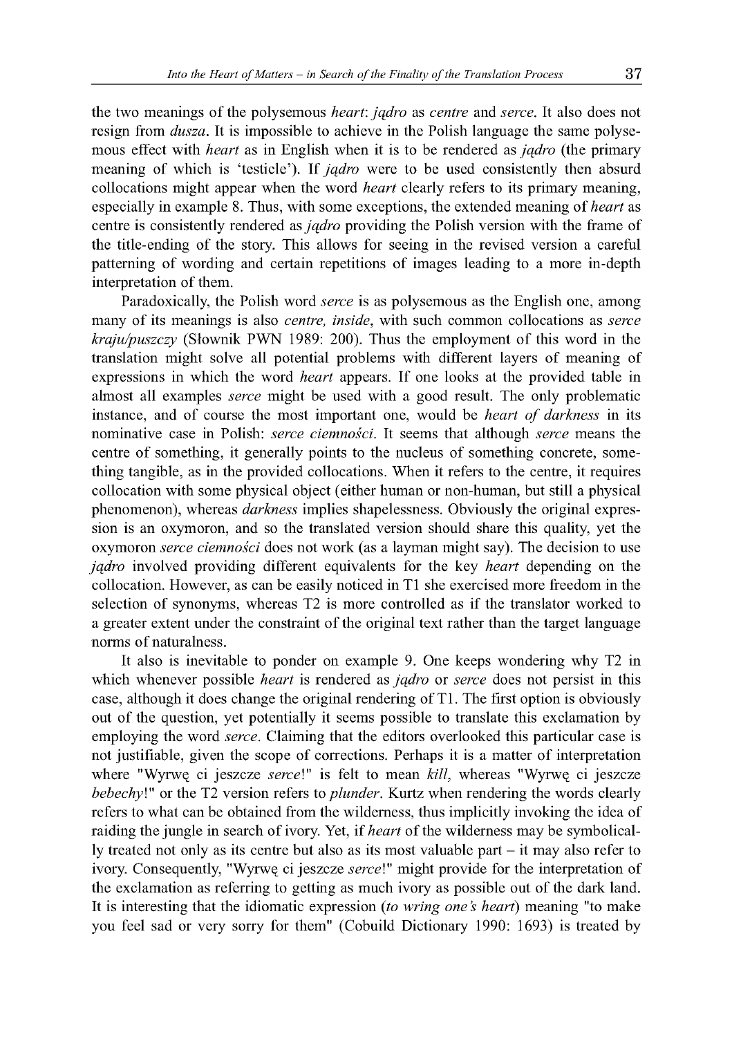the two meanings of the polysemous *heart*: *jądro* as *centre* and *serce*. It also does not resign from *dusza*. It is impossible to achieve in the Polish language the same polysemous effect with *heart* as in English when it is to be rendered as *jądro* (the primary meaning of which is 'testicle'). If *jądro* were to be used consistently then absurd collocations might appear when the word *heart* clearly refers to its primary meaning, especially in example 8. Thus, with some exceptions, the extended meaning of *heart* as centre is consistently rendered as *jądro* providing the Polish version with the frame of the title-ending of the story. This allows for seeing in the revised version a careful patterning of wording and certain repetitions of images leading to a more in-depth interpretation of them.

Paradoxically, the Polish word *serce* is as polysemous as the English one, among many of its meanings is also *centre, inside*, with such common collocations as *serce kraju/puszczy* (Słownik PWN 1989: 200). Thus the employment of this word in the translation might solve all potential problems with different layers of meaning of expressions in which the word *heart* appears. If one looks at the provided table in almost all examples *serce* might be used with a good result. The only problematic instance, and of course the most important one, would be *heart of darkness* in its nominative case in Polish: *serce ciemności*. It seems that although *serce* means the centre of something, it generally points to the nucleus of something concrete, something tangible, as in the provided collocations. When it refers to the centre, it requires collocation with some physical object (either human or non-human, but still a physical phenomenon), whereas *darkness* implies shapelessness. Obviously the original expression is an oxymoron, and so the translated version should share this quality, yet the oxymoron *serce ciemności* does not work (as a layman might say). The decision to use *jądro* involved providing different equivalents for the key *heart* depending on the collocation. However, as can be easily noticed in T1 she exercised more freedom in the selection of synonyms, whereas T2 is more controlled as if the translator worked to a greater extent under the constraint of the original text rather than the target language norms of naturalness.

It also is inevitable to ponder on example 9. One keeps wondering why T2 in which whenever possible *heart* is rendered as *jądro* or *serce* does not persist in this case, although it does change the original rendering of T1. The first option is obviously out of the question, yet potentially it seems possible to translate this exclamation by employing the word *serce*. Claiming that the editors overlooked this particular case is not justifiable, given the scope of corrections. Perhaps it is a matter of interpretation where "Wyrwę ci jeszcze *serce*!" is felt to mean *kill*, whereas "Wyrwę ci jeszcze *bebechy*!" or the T2 version refers to *plunder*. Kurtz when rendering the words clearly refers to what can be obtained from the wilderness, thus implicitly invoking the idea of raiding the jungle in search of ivory. Yet, if *heart* of the wilderness may be symbolically treated not only as its centre but also as its most valuable part – it may also refer to ivory. Consequently, "Wyrwę ci jeszcze *serce*!" might provide for the interpretation of the exclamation as referring to getting as much ivory as possible out of the dark land. It is interesting that the idiomatic expression (*to wring one's heart*) meaning "to make you feel sad or very sorry for them" (Cobuild Dictionary 1990: 1693) is treated by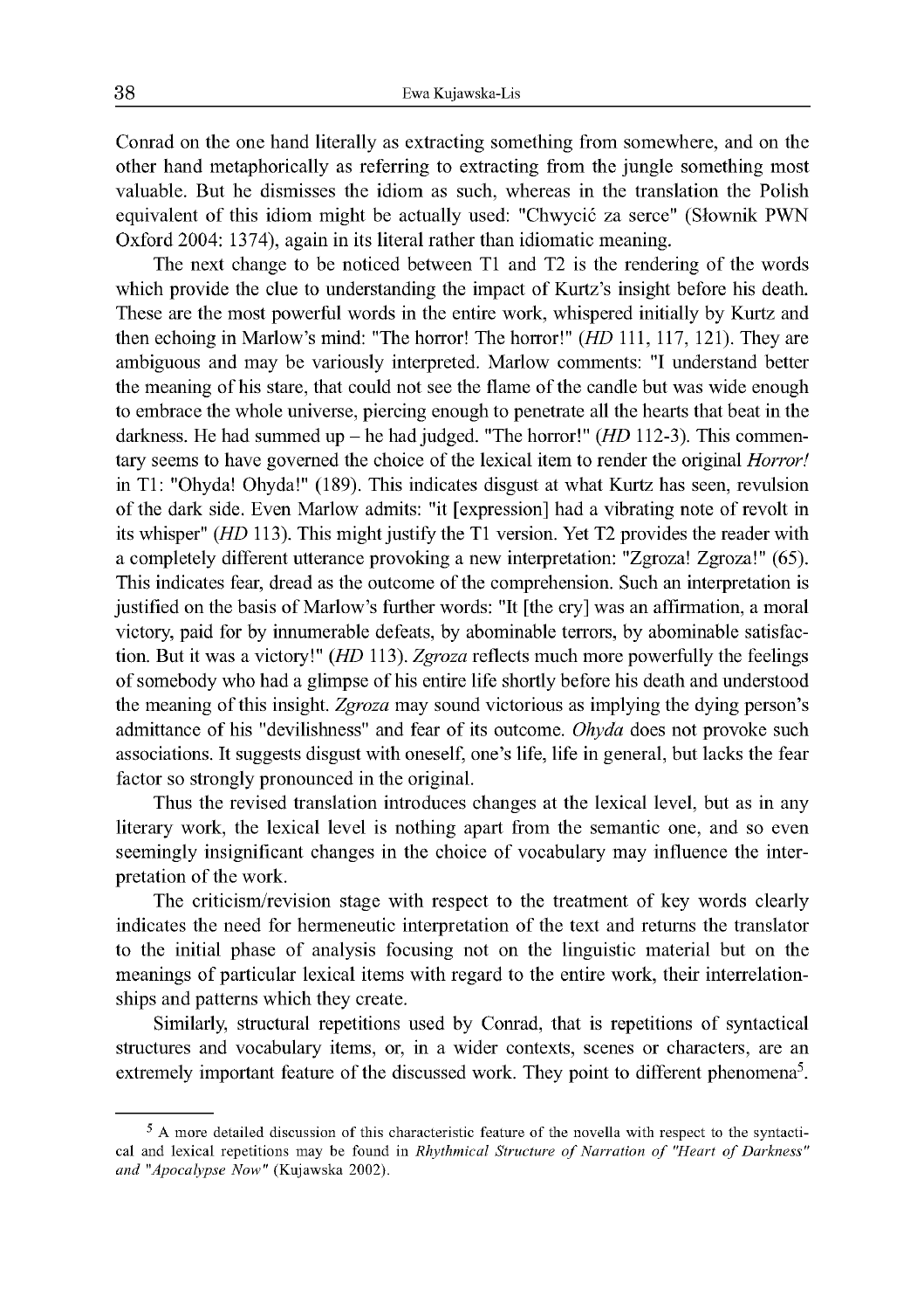Conrad on the one hand literally as extracting something from somewhere, and on the other hand metaphorically as referring to extracting from the jungle something most valuable. But he dismisses the idiom as such, whereas in the translation the Polish equivalent of this idiom might be actually used: "Chwycić za serce" (Słownik PWN Oxford 2004: 1374), again in its literal rather than idiomatic meaning.

The next change to be noticed between T1 and T2 is the rendering of the words which provide the clue to understanding the impact of Kurtz's insight before his death. These are the most powerful words in the entire work, whispered initially by Kurtz and then echoing in Marlow's mind: "The horror! The horror!" (*HD* 111, 117, 121). They are ambiguous and may be variously interpreted. Marlow comments: "I understand better the meaning of his stare, that could not see the flame of the candle but was wide enough to embrace the whole universe, piercing enough to penetrate all the hearts that beat in the darkness. He had summed up – he had judged. "The horror!" (*HD* 112-3). This commentary seems to have governed the choice of the lexical item to render the original *Horror!* in T1: "Ohyda! Ohyda!" (189). This indicates disgust at what Kurtz has seen, revulsion of the dark side. Even Marlow admits: "it [expression] had a vibrating note of revolt in its whisper" (*HD* 113). This might justify the T1 version. Yet T2 provides the reader with a completely different utterance provoking a new interpretation: "Zgroza! Zgroza!" (65). This indicates fear, dread as the outcome of the comprehension. Such an interpretation is justified on the basis of Marlow's further words: "It [the cry] was an affirmation, a moral victory, paid for by innumerable defeats, by abominable terrors, by abominable satisfaction. But it was a victory!" (*HD* 113). *Zgroza* reflects much more powerfully the feelings of somebody who had a glimpse of his entire life shortly before his death and understood the meaning of this insight. *Zgroza* may sound victorious as implying the dying person's admittance of his "devilishness" and fear of its outcome. *Ohyda* does not provoke such associations. It suggests disgust with oneself, one's life, life in general, but lacks the fear factor so strongly pronounced in the original.

Thus the revised translation introduces changes at the lexical level, but as in any literary work, the lexical level is nothing apart from the semantic one, and so even seemingly insignificant changes in the choice of vocabulary may influence the interpretation of the work.

The criticism/revision stage with respect to the treatment of key words clearly indicates the need for hermeneutic interpretation of the text and returns the translator to the initial phase of analysis focusing not on the linguistic material but on the meanings of particular lexical items with regard to the entire work, their interrelationships and patterns which they create.

Similarly, structural repetitions used by Conrad, that is repetitions of syntactical structures and vocabulary items, or, in a wider contexts, scenes or characters, are an extremely important feature of the discussed work. They point to different phenomena[5].

---

[5] A more detailed discussion of this characteristic feature of the novella with respect to the syntactical and lexical repetitions may be found in *Rhythmical Structure of Narration of "Heart of Darkness" and "Apocalypse Now"* (Kujawska 2002).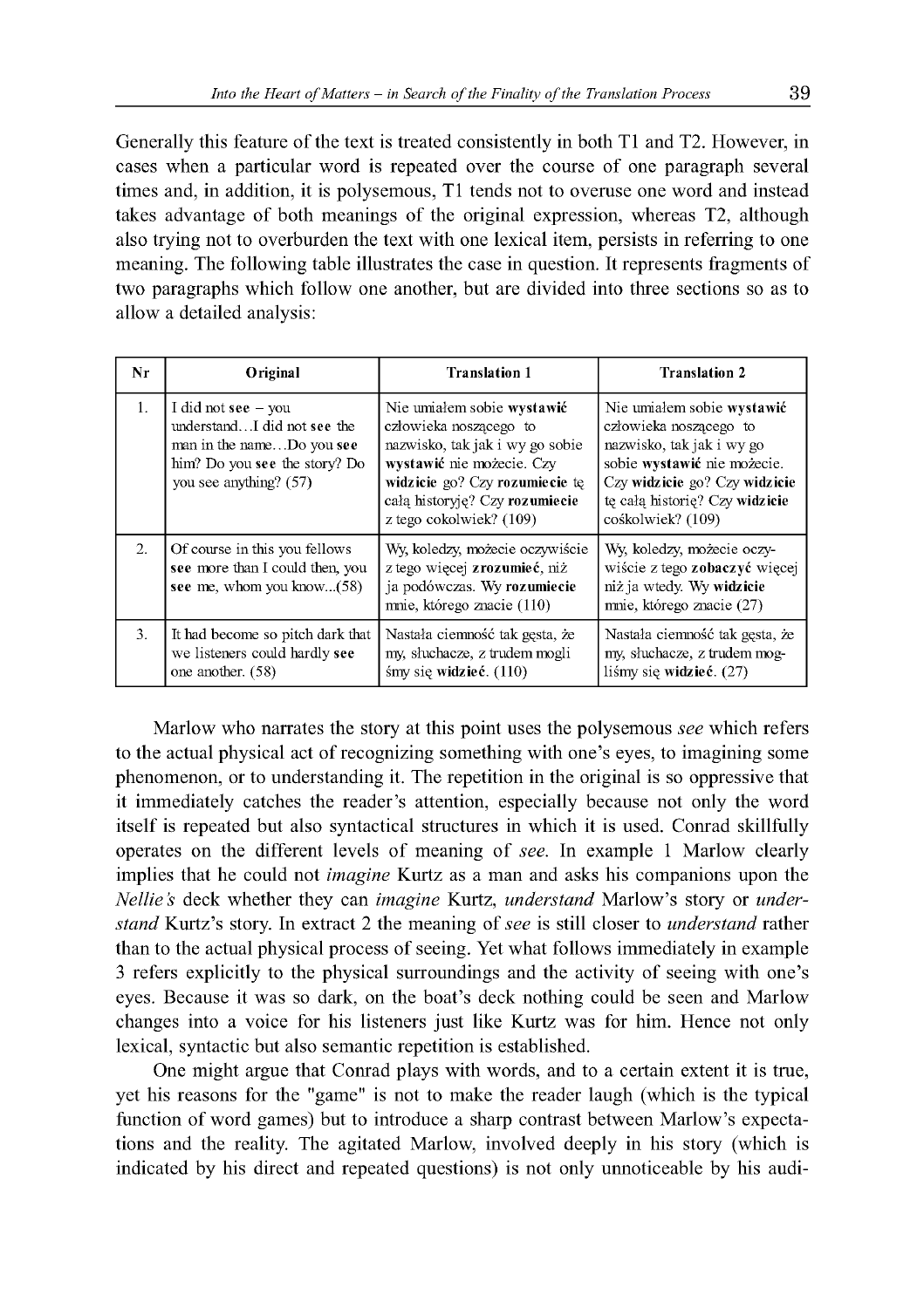Generally this feature of the text is treated consistently in both T1 and T2. However, in cases when a particular word is repeated over the course of one paragraph several times and, in addition, it is polysemous, T1 tends not to overuse one word and instead takes advantage of both meanings of the original expression, whereas T2, although also trying not to overburden the text with one lexical item, persists in referring to one meaning. The following table illustrates the case in question. It represents fragments of two paragraphs which follow one another, but are divided into three sections so as to allow a detailed analysis:

| Nr | Original | Translation 1 | Translation 2 |
|---|---|---|---|
| 1. | I did not **see** – you understand…I did not **see** the man in the name…Do you **see** him? Do you **see** the story? Do you see anything? (57) | Nie umiałem sobie **wystawić** człowieka noszącego to nazwisko, tak jak i wy go sobie **wystawić** nie możecie. Czy **widzicie** go? Czy **rozumiecie** tę całą historyję? Czy **rozumiecie** z tego cokolwiek? (109) | Nie umiałem sobie **wystawić** człowieka noszącego to nazwisko, tak jak i wy go sobie **wystawić** nie możecie. Czy **widzicie** go? Czy **widzicie** tę całą historię? Czy **widzicie** cośkolwiek? (109) |
| 2. | Of course in this you fellows **see** more than I could then, you **see** me, whom you know...(58) | Wy, koledzy, możecie oczywiście z tego więcej **zrozumieć**, niż ja podówczas. Wy **rozumiecie** mnie, którego znacie (110) | Wy, koledzy, możecie oczywiście z tego **zobaczyć** więcej niż ja wtedy. Wy **widzicie** mnie, którego znacie (27) |
| 3. | It had become so pitch dark that we listeners could hardly **see** one another. (58) | Nastała ciemność tak gęsta, że my, słuchacze, z trudem mogliśmy się **widzieć**. (110) | Nastała ciemność tak gęsta, że my, słuchacze, z trudem mogliśmy się **widzieć**. (27) |

Marlow who narrates the story at this point uses the polysemous *see* which refers to the actual physical act of recognizing something with one's eyes, to imagining some phenomenon, or to understanding it. The repetition in the original is so oppressive that it immediately catches the reader's attention, especially because not only the word itself is repeated but also syntactical structures in which it is used. Conrad skillfully operates on the different levels of meaning of *see.* In example 1 Marlow clearly implies that he could not *imagine* Kurtz as a man and asks his companions upon the *Nellie's* deck whether they can *imagine* Kurtz, *understand* Marlow's story or *understand* Kurtz's story. In extract 2 the meaning of *see* is still closer to *understand* rather than to the actual physical process of seeing. Yet what follows immediately in example 3 refers explicitly to the physical surroundings and the activity of seeing with one's eyes. Because it was so dark, on the boat's deck nothing could be seen and Marlow changes into a voice for his listeners just like Kurtz was for him. Hence not only lexical, syntactic but also semantic repetition is established.

One might argue that Conrad plays with words, and to a certain extent it is true, yet his reasons for the "game" is not to make the reader laugh (which is the typical function of word games) but to introduce a sharp contrast between Marlow's expectations and the reality. The agitated Marlow, involved deeply in his story (which is indicated by his direct and repeated questions) is not only unnoticeable by his audi-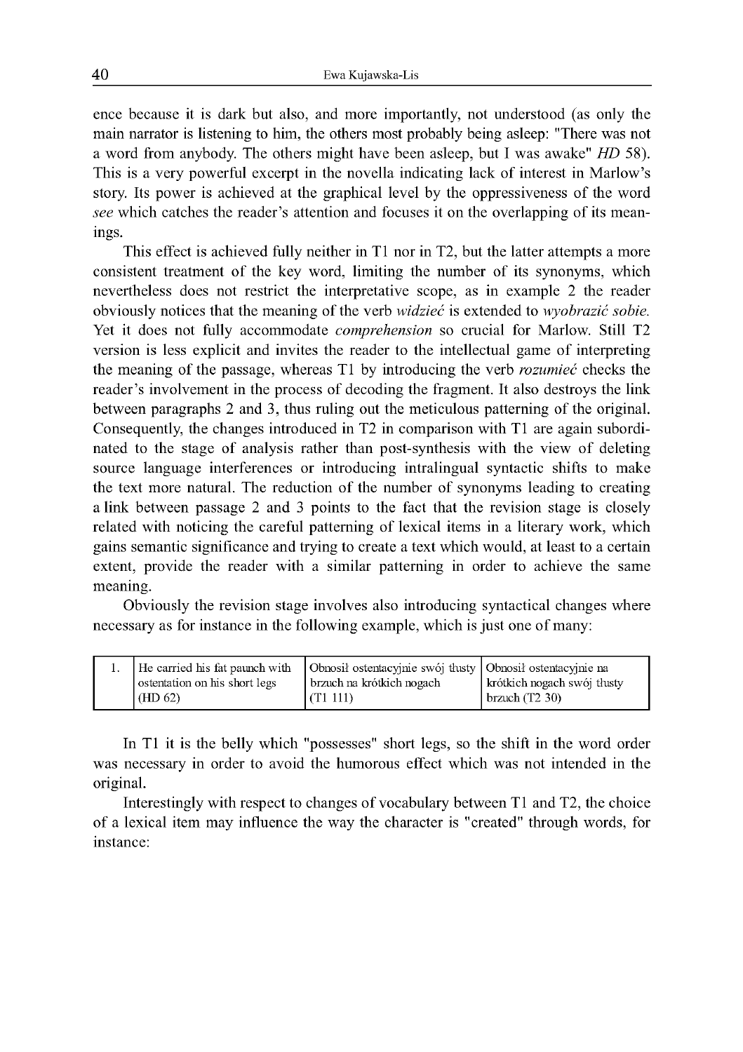ence because it is dark but also, and more importantly, not understood (as only the main narrator is listening to him, the others most probably being asleep: "There was not a word from anybody. The others might have been asleep, but I was awake" *HD* 58). This is a very powerful excerpt in the novella indicating lack of interest in Marlow's story. Its power is achieved at the graphical level by the oppressiveness of the word *see* which catches the reader's attention and focuses it on the overlapping of its meanings.

This effect is achieved fully neither in T1 nor in T2, but the latter attempts a more consistent treatment of the key word, limiting the number of its synonyms, which nevertheless does not restrict the interpretative scope, as in example 2 the reader obviously notices that the meaning of the verb *widzieć* is extended to *wyobrazić sobie.* Yet it does not fully accommodate *comprehension* so crucial for Marlow. Still T2 version is less explicit and invites the reader to the intellectual game of interpreting the meaning of the passage, whereas T1 by introducing the verb *rozumieć* checks the reader's involvement in the process of decoding the fragment. It also destroys the link between paragraphs 2 and 3, thus ruling out the meticulous patterning of the original. Consequently, the changes introduced in T2 in comparison with T1 are again subordinated to the stage of analysis rather than post-synthesis with the view of deleting source language interferences or introducing intralingual syntactic shifts to make the text more natural. The reduction of the number of synonyms leading to creating a link between passage 2 and 3 points to the fact that the revision stage is closely related with noticing the careful patterning of lexical items in a literary work, which gains semantic significance and trying to create a text which would, at least to a certain extent, provide the reader with a similar patterning in order to achieve the same meaning.

Obviously the revision stage involves also introducing syntactical changes where necessary as for instance in the following example, which is just one of many:

| | | | |
|---|---|---|---|
| 1. | He carried his fat paunch with ostentation on his short legs (HD 62) | Obnosił ostentacyjnie swój tłusty brzuch na krótkich nogach (T1 111) | Obnosił ostentacyjnie na krótkich nogach swój tłusty brzuch (T2 30) |

In T1 it is the belly which "possesses" short legs, so the shift in the word order was necessary in order to avoid the humorous effect which was not intended in the original.

Interestingly with respect to changes of vocabulary between T1 and T2, the choice of a lexical item may influence the way the character is "created" through words, for instance: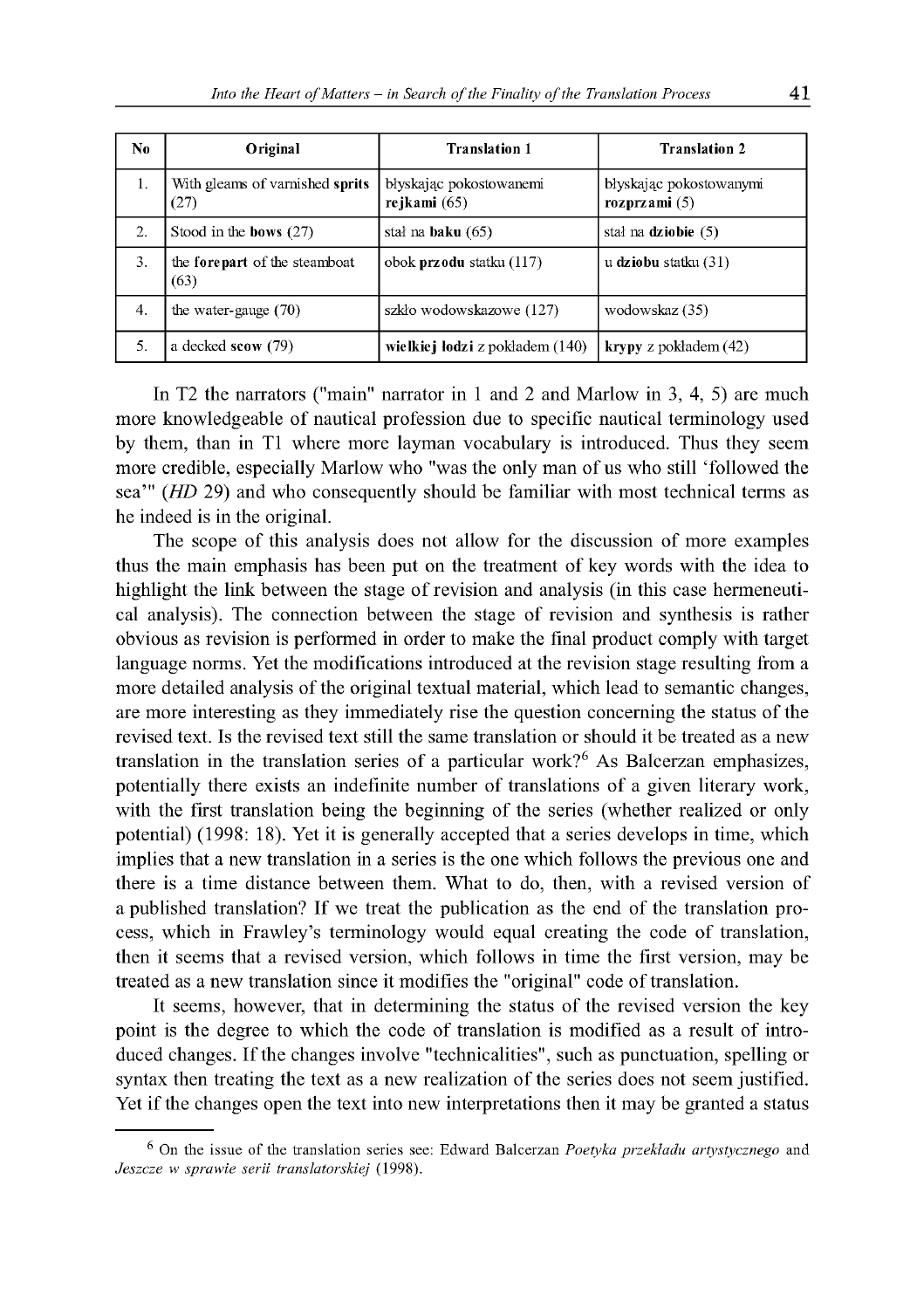| No | Original | Translation 1 | Translation 2 |
|---|---|---|---|
| 1. | With gleams of varnished **sprits** (27) | błyskając pokostowanemi **rejkami** (65) | błyskając pokostowanymi **rozprzami** (5) |
| 2. | Stood in the **bows** (27) | stał na **baku** (65) | stał na **dziobie** (5) |
| 3. | the **forepart** of the steamboat (63) | obok **przodu** statku (117) | u **dziobu** statku (31) |
| 4. | the water-gauge (70) | szkło wodowskazowe (127) | wodowskaz (35) |
| 5. | a decked **scow** (79) | **wielkiej łodzi** z pokładem (140) | **krypy** z pokładem (42) |

In T2 the narrators ("main" narrator in 1 and 2 and Marlow in 3, 4, 5) are much more knowledgeable of nautical profession due to specific nautical terminology used by them, than in T1 where more layman vocabulary is introduced. Thus they seem more credible, especially Marlow who "was the only man of us who still 'followed the sea'" (*HD* 29) and who consequently should be familiar with most technical terms as he indeed is in the original.

The scope of this analysis does not allow for the discussion of more examples thus the main emphasis has been put on the treatment of key words with the idea to highlight the link between the stage of revision and analysis (in this case hermeneutical analysis). The connection between the stage of revision and synthesis is rather obvious as revision is performed in order to make the final product comply with target language norms. Yet the modifications introduced at the revision stage resulting from a more detailed analysis of the original textual material, which lead to semantic changes, are more interesting as they immediately rise the question concerning the status of the revised text. Is the revised text still the same translation or should it be treated as a new translation in the translation series of a particular work?[6] As Balcerzan emphasizes, potentially there exists an indefinite number of translations of a given literary work, with the first translation being the beginning of the series (whether realized or only potential) (1998: 18). Yet it is generally accepted that a series develops in time, which implies that a new translation in a series is the one which follows the previous one and there is a time distance between them. What to do, then, with a revised version of a published translation? If we treat the publication as the end of the translation process, which in Frawley's terminology would equal creating the code of translation, then it seems that a revised version, which follows in time the first version, may be treated as a new translation since it modifies the "original" code of translation.

It seems, however, that in determining the status of the revised version the key point is the degree to which the code of translation is modified as a result of introduced changes. If the changes involve "technicalities", such as punctuation, spelling or syntax then treating the text as a new realization of the series does not seem justified. Yet if the changes open the text into new interpretations then it may be granted a status

[6] On the issue of the translation series see: Edward Balcerzan *Poetyka przekładu artystycznego* and *Jeszcze w sprawie serii translatorskiej* (1998).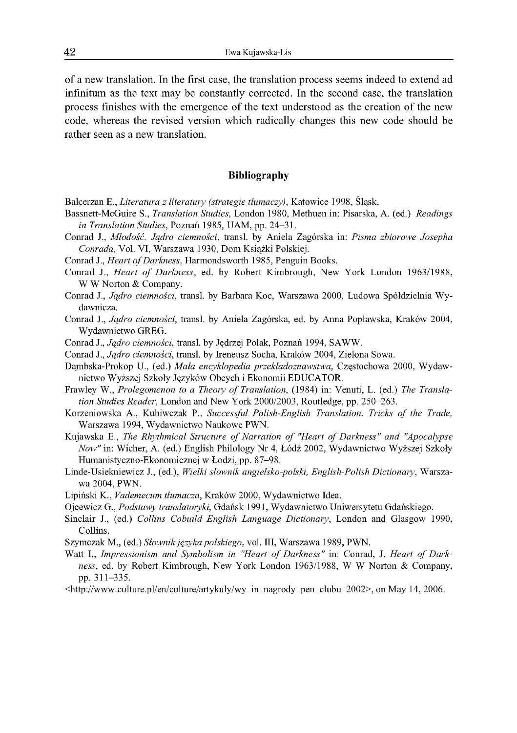of a new translation. In the first case, the translation process seems indeed to extend ad infinitum as the text may be constantly corrected. In the second case, the translation process finishes with the emergence of the text understood as the creation of the new code, whereas the revised version which radically changes this new code should be rather seen as a new translation.

## Bibliography

Balcerzan E., *Literatura z literatury (strategie tłumaczy)*, Katowice 1998, Śląsk.

Bassnett-McGuire S., *Translation Studies*, London 1980, Methuen in: Pisarska, A. (ed.) *Readings in Translation Studies*, Poznań 1985, UAM, pp. 24–31.

Conrad J., *Młodość. Jądro ciemności*, transl. by Aniela Zagórska in: *Pisma zbiorowe Josepha Conrada*, Vol. VI, Warszawa 1930, Dom Książki Polskiej.

Conrad J., *Heart of Darkness*, Harmondsworth 1985, Penguin Books.

Conrad J., *Heart of Darkness*, ed. by Robert Kimbrough, New York London 1963/1988, W W Norton & Company.

Conrad J., *Jądro ciemności*, transl. by Barbara Koc, Warszawa 2000, Ludowa Spółdzielnia Wydawnicza.

Conrad J., *Jądro ciemności*, transl. by Aniela Zagórska, ed. by Anna Popławska, Kraków 2004, Wydawnictwo GREG.

Conrad J., *Jądro ciemności*, transl. by Jędrzej Polak, Poznań 1994, SAWW.

Conrad J., *Jądro ciemności*, transl. by Ireneusz Socha, Kraków 2004, Zielona Sowa.

Dąmbska-Prokop U., (ed.) *Mała encyklopedia przekładoznawstwa*, Częstochowa 2000, Wydawnictwo Wyższej Szkoły Języków Obcych i Ekonomii EDUCATOR.

Frawley W., *Prolegomenon to a Theory of Translation*, (1984) in: Venuti, L. (ed.) *The Translation Studies Reader*, London and New York 2000/2003, Routledge, pp. 250–263.

Korzeniowska A., Kuhiwczak P., *Successful Polish-English Translation. Tricks of the Trade*, Warszawa 1994, Wydawnictwo Naukowe PWN.

Kujawska E., *The Rhythmical Structure of Narration of "Heart of Darkness" and "Apocalypse Now"* in: Wicher, A. (ed.) English Philology Nr 4, Łódź 2002, Wydawnictwo Wyższej Szkoły Humanistyczno-Ekonomicznej w Łodzi, pp. 87–98.

Linde-Usiekniewicz J., (ed.), *Wielki słownik angielsko-polski, English-Polish Dictionary*, Warszawa 2004, PWN.

Lipiński K., *Vademecum tłumacza*, Kraków 2000, Wydawnictwo Idea.

Ojcewicz G., *Podstawy translatoryki*, Gdańsk 1991, Wydawnictwo Uniwersytetu Gdańskiego.

Sinclair J., (ed.) *Collins Cobuild English Language Dictionary*, London and Glasgow 1990, Collins.

Szymczak M., (ed.) *Słownik języka polskiego*, vol. III, Warszawa 1989, PWN.

Watt I., *Impressionism and Symbolism in "Heart of Darkness"* in: Conrad, J. *Heart of Darkness*, ed. by Robert Kimbrough, New York London 1963/1988, W W Norton & Company, pp. 311–335.

<http://www.culture.pl/en/culture/artykuly/wy_in_nagrody_pen_clubu_2002>, on May 14, 2006.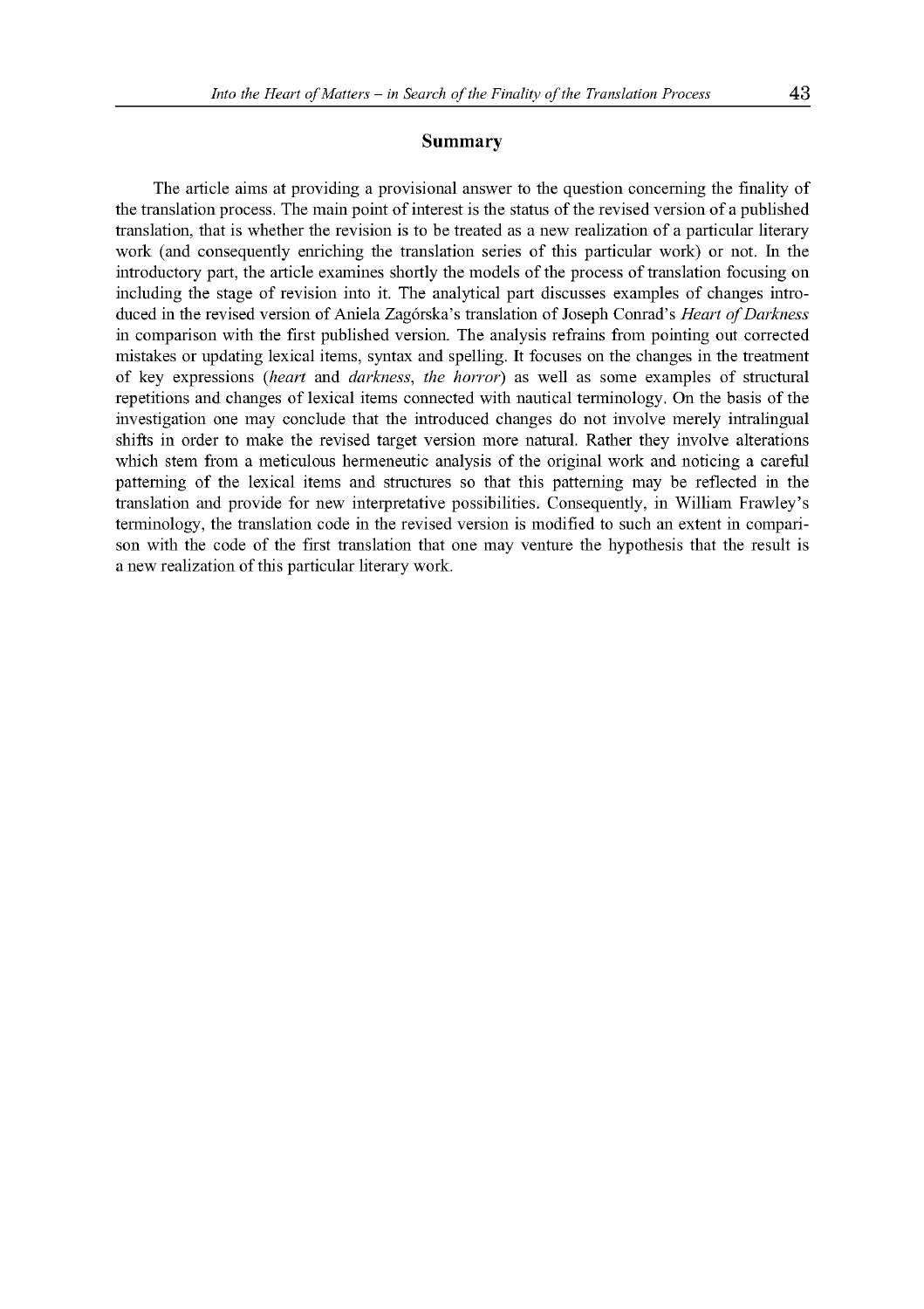## Summary

The article aims at providing a provisional answer to the question concerning the finality of the translation process. The main point of interest is the status of the revised version of a published translation, that is whether the revision is to be treated as a new realization of a particular literary work (and consequently enriching the translation series of this particular work) or not. In the introductory part, the article examines shortly the models of the process of translation focusing on including the stage of revision into it. The analytical part discusses examples of changes introduced in the revised version of Aniela Zagórska's translation of Joseph Conrad's *Heart of Darkness* in comparison with the first published version. The analysis refrains from pointing out corrected mistakes or updating lexical items, syntax and spelling. It focuses on the changes in the treatment of key expressions (*heart* and *darkness*, *the horror*) as well as some examples of structural repetitions and changes of lexical items connected with nautical terminology. On the basis of the investigation one may conclude that the introduced changes do not involve merely intralingual shifts in order to make the revised target version more natural. Rather they involve alterations which stem from a meticulous hermeneutic analysis of the original work and noticing a careful patterning of the lexical items and structures so that this patterning may be reflected in the translation and provide for new interpretative possibilities. Consequently, in William Frawley's terminology, the translation code in the revised version is modified to such an extent in comparison with the code of the first translation that one may venture the hypothesis that the result is a new realization of this particular literary work.